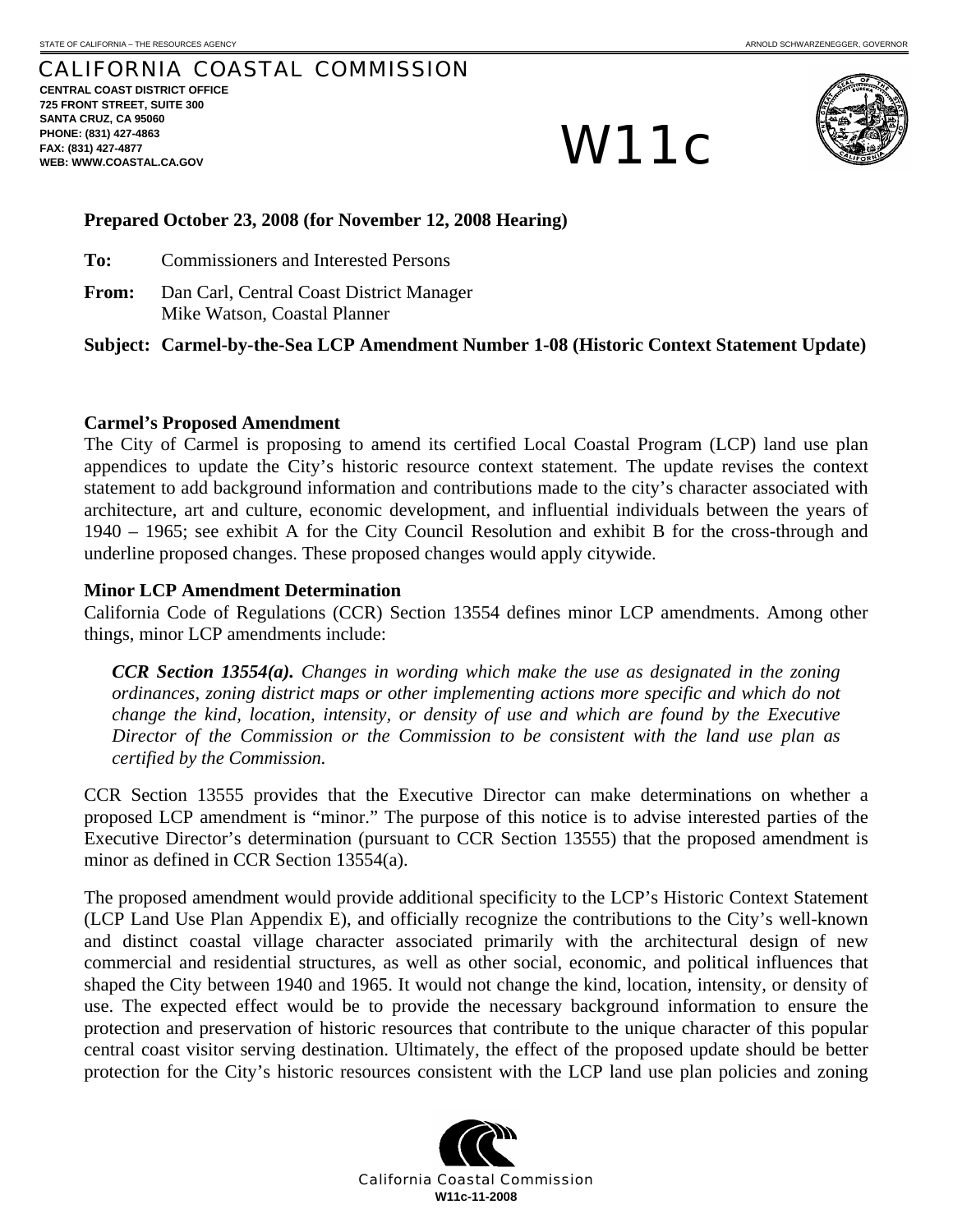STATE OF CALIFORNIA – THE RESOURCES AGENCY ARNOLD SCHWARZENEGGER, GOVERNOR

# CALIFORNIA COASTAL COMMISSION

**CENTRAL COAST DISTRICT OFFICE**
**725 FRONT STREET, SUITE 300**
**SANTA CRUZ, CA 95060**
**PHONE: (831) 427-4863**
**FAX: (831) 427-4877**
**WEB: WWW.COASTAL.CA.GOV**

# W11c

**Prepared October 23, 2008 (for November 12, 2008 Hearing)**

**To:** Commissioners and Interested Persons

**From:** Dan Carl, Central Coast District Manager
Mike Watson, Coastal Planner

**Subject: Carmel-by-the-Sea LCP Amendment Number 1-08 (Historic Context Statement Update)**

**Carmel's Proposed Amendment**

The City of Carmel is proposing to amend its certified Local Coastal Program (LCP) land use plan appendices to update the City's historic resource context statement. The update revises the context statement to add background information and contributions made to the city's character associated with architecture, art and culture, economic development, and influential individuals between the years of 1940 – 1965; see exhibit A for the City Council Resolution and exhibit B for the cross-through and underline proposed changes. These proposed changes would apply citywide.

**Minor LCP Amendment Determination**

California Code of Regulations (CCR) Section 13554 defines minor LCP amendments. Among other things, minor LCP amendments include:

> ***CCR Section 13554(a).*** *Changes in wording which make the use as designated in the zoning ordinances, zoning district maps or other implementing actions more specific and which do not change the kind, location, intensity, or density of use and which are found by the Executive Director of the Commission or the Commission to be consistent with the land use plan as certified by the Commission.*

CCR Section 13555 provides that the Executive Director can make determinations on whether a proposed LCP amendment is "minor." The purpose of this notice is to advise interested parties of the Executive Director's determination (pursuant to CCR Section 13555) that the proposed amendment is minor as defined in CCR Section 13554(a).

The proposed amendment would provide additional specificity to the LCP's Historic Context Statement (LCP Land Use Plan Appendix E), and officially recognize the contributions to the City's well-known and distinct coastal village character associated primarily with the architectural design of new commercial and residential structures, as well as other social, economic, and political influences that shaped the City between 1940 and 1965. It would not change the kind, location, intensity, or density of use. The expected effect would be to provide the necessary background information to ensure the protection and preservation of historic resources that contribute to the unique character of this popular central coast visitor serving destination. Ultimately, the effect of the proposed update should be better protection for the City's historic resources consistent with the LCP land use plan policies and zoning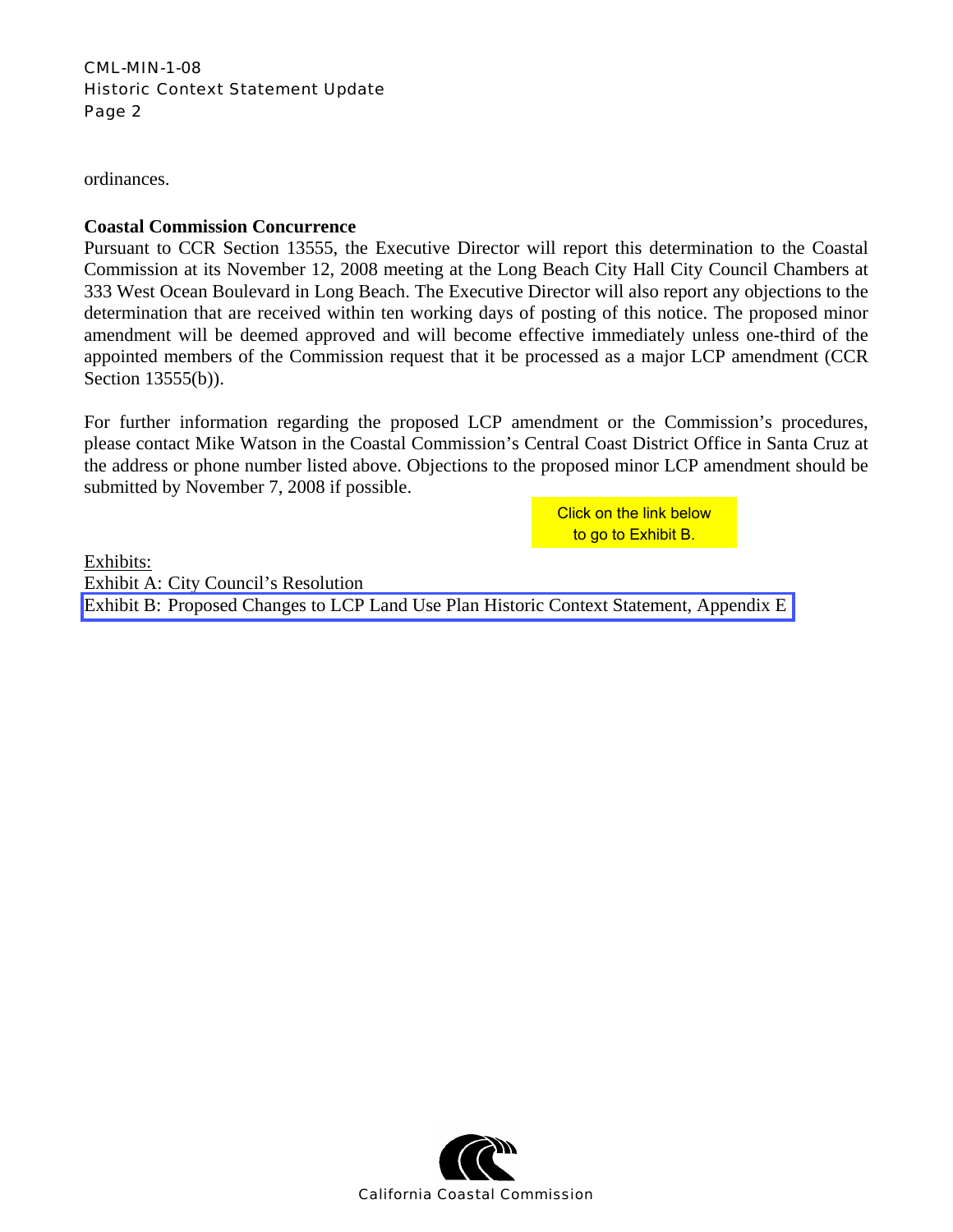ordinances.

**Coastal Commission Concurrence**

Pursuant to CCR Section 13555, the Executive Director will report this determination to the Coastal Commission at its November 12, 2008 meeting at the Long Beach City Hall City Council Chambers at 333 West Ocean Boulevard in Long Beach. The Executive Director will also report any objections to the determination that are received within ten working days of posting of this notice. The proposed minor amendment will be deemed approved and will become effective immediately unless one-third of the appointed members of the Commission request that it be processed as a major LCP amendment (CCR Section 13555(b)).

For further information regarding the proposed LCP amendment or the Commission's procedures, please contact Mike Watson in the Coastal Commission's Central Coast District Office in Santa Cruz at the address or phone number listed above. Objections to the proposed minor LCP amendment should be submitted by November 7, 2008 if possible.

Click on the link below to go to Exhibit B.

Exhibits:
Exhibit A: City Council's Resolution
Exhibit B: Proposed Changes to LCP Land Use Plan Historic Context Statement, Appendix E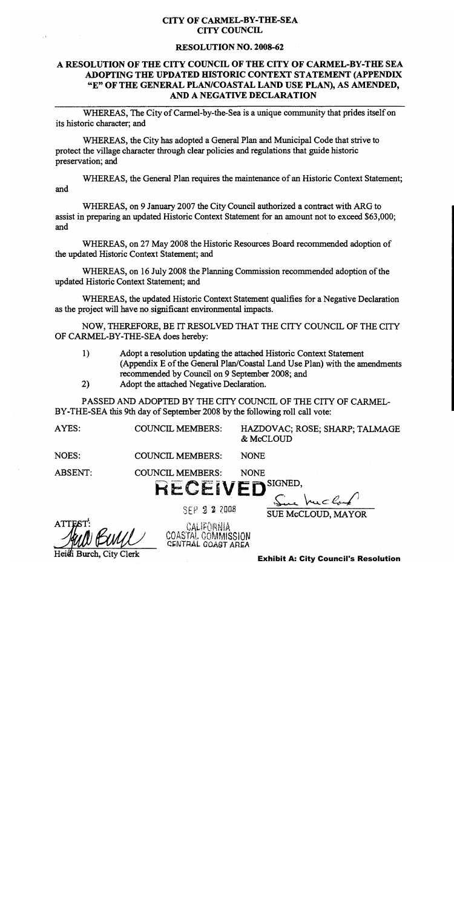# CITY OF CARMEL-BY-THE-SEA
## CITY COUNCIL

### RESOLUTION NO. 2008-62

### A RESOLUTION OF THE CITY COUNCIL OF THE CITY OF CARMEL-BY-THE SEA ADOPTING THE UPDATED HISTORIC CONTEXT STATEMENT (APPENDIX "E" OF THE GENERAL PLAN/COASTAL LAND USE PLAN), AS AMENDED, AND A NEGATIVE DECLARATION

---

WHEREAS, The City of Carmel-by-the-Sea is a unique community that prides itself on its historic character; and

WHEREAS, the City has adopted a General Plan and Municipal Code that strive to protect the village character through clear policies and regulations that guide historic preservation; and

WHEREAS, the General Plan requires the maintenance of an Historic Context Statement; and

WHEREAS, on 9 January 2007 the City Council authorized a contract with ARG to assist in preparing an updated Historic Context Statement for an amount not to exceed $63,000; and

WHEREAS, on 27 May 2008 the Historic Resources Board recommended adoption of the updated Historic Context Statement; and

WHEREAS, on 16 July 2008 the Planning Commission recommended adoption of the updated Historic Context Statement; and

WHEREAS, the updated Historic Context Statement qualifies for a Negative Declaration as the project will have no significant environmental impacts.

NOW, THEREFORE, BE IT RESOLVED THAT THE CITY COUNCIL OF THE CITY OF CARMEL-BY-THE-SEA does hereby:

1) Adopt a resolution updating the attached Historic Context Statement (Appendix E of the General Plan/Coastal Land Use Plan) with the amendments recommended by Council on 9 September 2008; and
2) Adopt the attached Negative Declaration.

PASSED AND ADOPTED BY THE CITY COUNCIL OF THE CITY OF CARMEL-BY-THE-SEA this 9th day of September 2008 by the following roll call vote:

| | | |
|---|---|---|
| AYES: | COUNCIL MEMBERS: | HAZDOVAC; ROSE; SHARP; TALMAGE & McCLOUD |
| NOES: | COUNCIL MEMBERS: | NONE |
| ABSENT: | COUNCIL MEMBERS: | NONE |

RECEIVED

SEP 2 2 2008

CALIFORNIA COASTAL COMMISSION CENTRAL COAST AREA

SIGNED,

SUE McCLOUD, MAYOR

ATTEST:

Heidi Burch, City Clerk

**Exhibit A: City Council's Resolution**